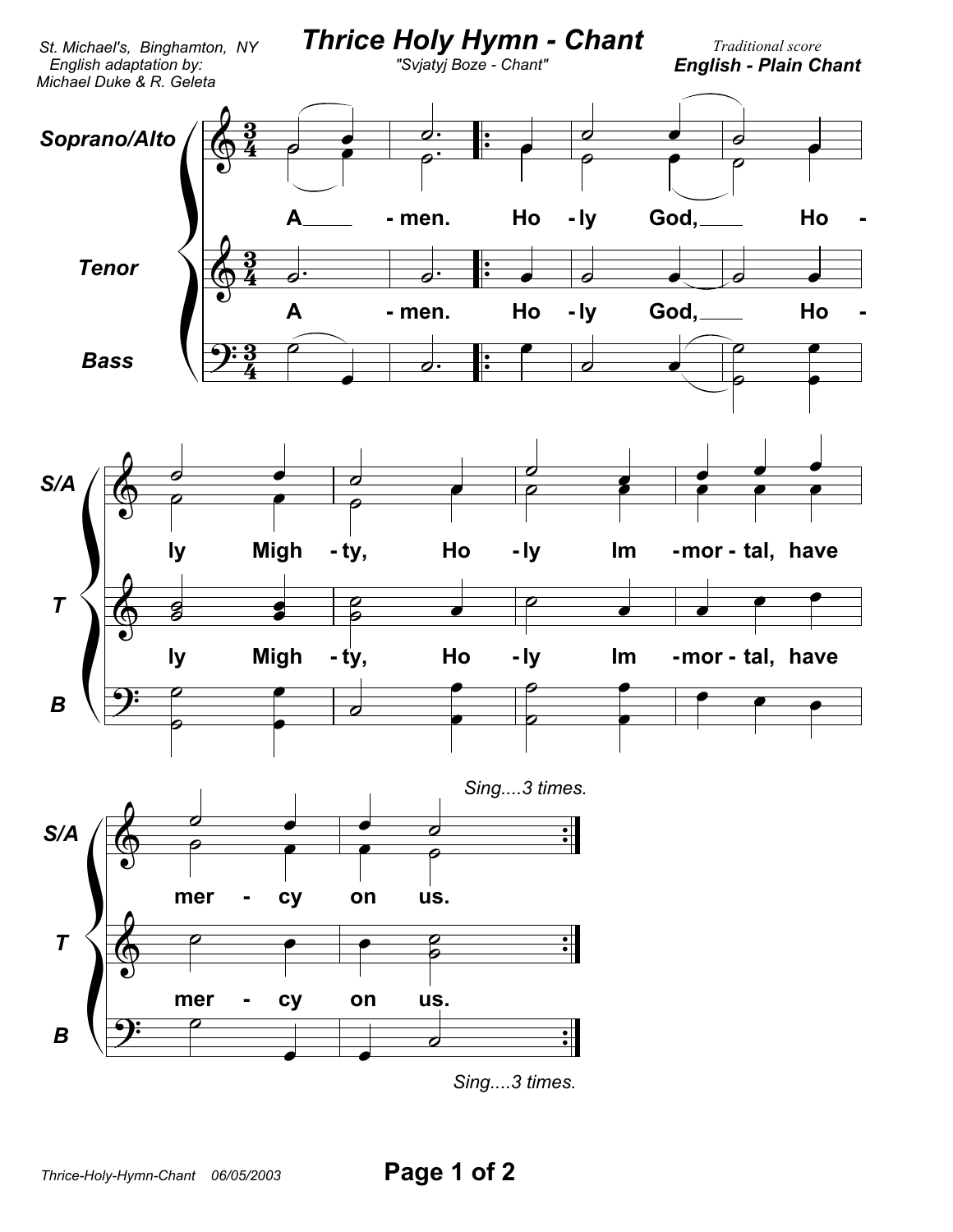St. Michael's, Binghamton, NY
English adaptation by:
Michael Duke & R. Geleta

# Thrice Holy Hymn - Chant

"Svjatyj Boze - Chant"

*Traditional score*

**English - Plain Chant**

**Soprano/Alto**

A - men. Ho - ly God, Ho - ly Migh - ty, Ho - ly Im - mor - tal, have mer - cy on us.

**Tenor**

A - men. Ho - ly God, Ho - ly Migh - ty, Ho - ly Im - mor - tal, have mer - cy on us.

**Bass**

*Sing....3 times.*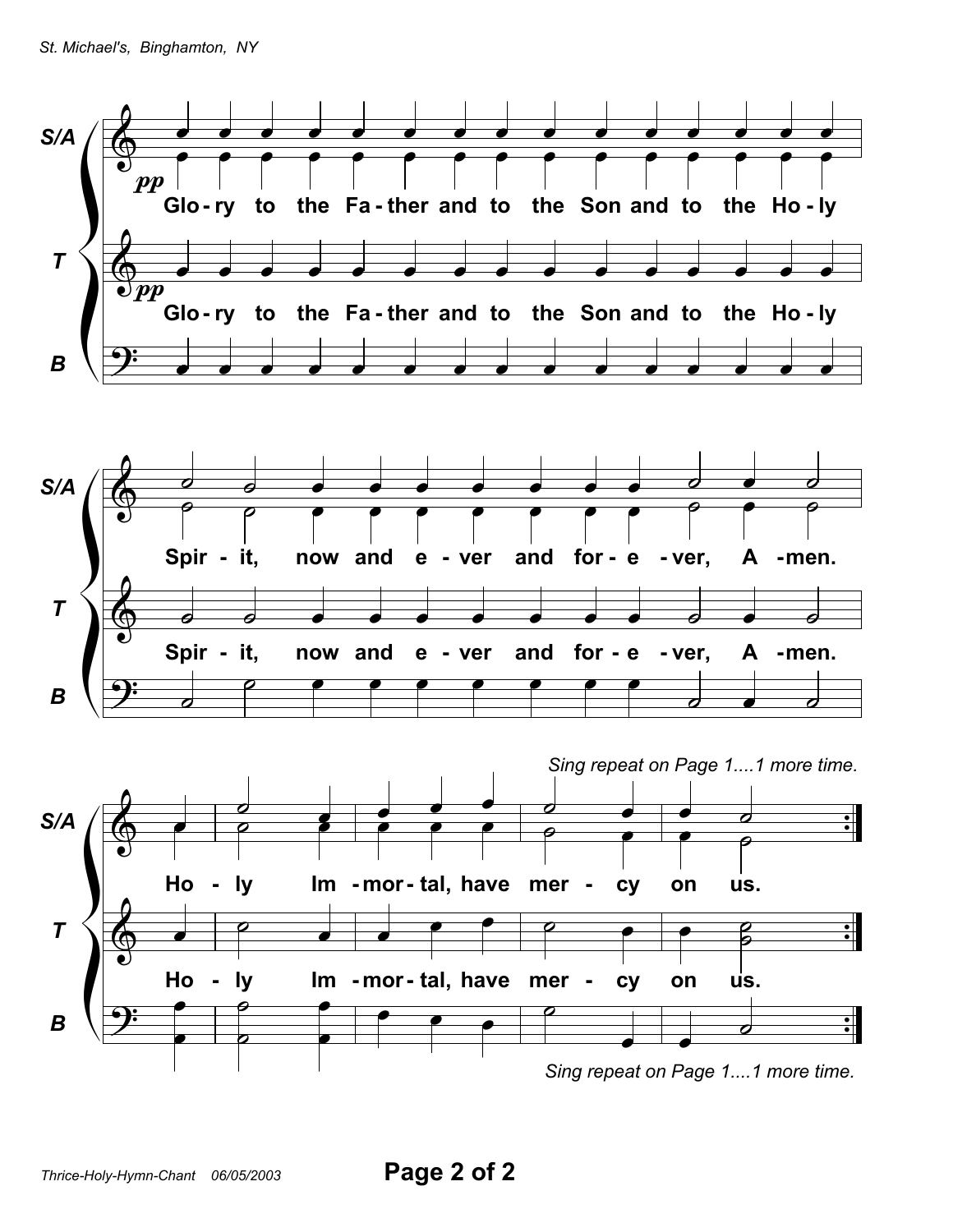S/A
T
B

*pp*

Glo - ry to the Fa - ther and to the Son and to the Ho - ly

Spir - it, now and e - ver and for - e - ver, A - men.

*Sing repeat on Page 1....1 more time.*

Ho - ly Im - mor - tal, have mer - cy on us.

*Sing repeat on Page 1....1 more time.*